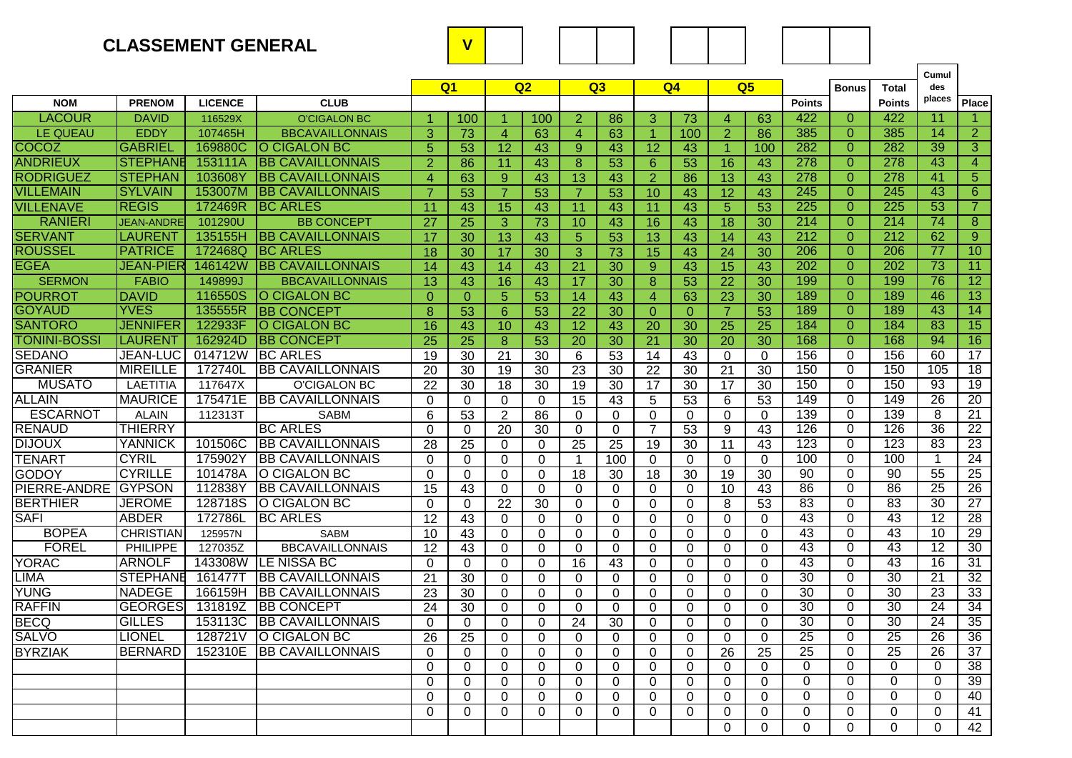# CLASSEMENT GENERAL

| V | | | | | | | | |
|---|---|---|---|---|---|---|---|---|

| NOM | PRENOM | LICENCE | CLUB | Q1 | | Q2 | | Q3 | | Q4 | | Q5 | | Points | Bonus | Total Points | Cumul des places | Place |
|---|---|---|---|---|---|---|---|---|---|---|---|---|---|---|---|---|---|---|
| LACOUR | DAVID | 116529X | O'CIGALON BC | 1 | 100 | 1 | 100 | 2 | 86 | 3 | 73 | 4 | 63 | 422 | 0 | 422 | 11 | 1 |
| LE QUEAU | EDDY | 107465H | BBCAVAILLONNAIS | 3 | 73 | 4 | 63 | 4 | 63 | 1 | 100 | 2 | 86 | 385 | 0 | 385 | 14 | 2 |
| COCOZ | GABRIEL | 169880C | O CIGALON BC | 5 | 53 | 12 | 43 | 9 | 43 | 12 | 43 | 1 | 100 | 282 | 0 | 282 | 39 | 3 |
| ANDRIEUX | STEPHANE | 153111A | BB CAVAILLONNAIS | 2 | 86 | 11 | 43 | 8 | 53 | 6 | 53 | 16 | 43 | 278 | 0 | 278 | 43 | 4 |
| RODRIGUEZ | STEPHAN | 103608Y | BB CAVAILLONNAIS | 4 | 63 | 9 | 43 | 13 | 43 | 2 | 86 | 13 | 43 | 278 | 0 | 278 | 41 | 5 |
| VILLEMAIN | SYLVAIN | 153007M | BB CAVAILLONNAIS | 7 | 53 | 7 | 53 | 7 | 53 | 10 | 43 | 12 | 43 | 245 | 0 | 245 | 43 | 6 |
| VILLENAVE | REGIS | 172469R | BC ARLES | 11 | 43 | 15 | 43 | 11 | 43 | 11 | 43 | 5 | 53 | 225 | 0 | 225 | 53 | 7 |
| RANIERI | JEAN-ANDRE | 101290U | BB CONCEPT | 27 | 25 | 3 | 73 | 10 | 43 | 16 | 43 | 18 | 30 | 214 | 0 | 214 | 74 | 8 |
| SERVANT | LAURENT | 135155H | BB CAVAILLONNAIS | 17 | 30 | 13 | 43 | 5 | 53 | 13 | 43 | 14 | 43 | 212 | 0 | 212 | 62 | 9 |
| ROUSSEL | PATRICE | 172468Q | BC ARLES | 18 | 30 | 17 | 30 | 3 | 73 | 15 | 43 | 24 | 30 | 206 | 0 | 206 | 77 | 10 |
| EGEA | JEAN-PIER | 146142W | BB CAVAILLONNAIS | 14 | 43 | 14 | 43 | 21 | 30 | 9 | 43 | 15 | 43 | 202 | 0 | 202 | 73 | 11 |
| SERMON | FABIO | 149899J | BBCAVAILLONNAIS | 13 | 43 | 16 | 43 | 17 | 30 | 8 | 53 | 22 | 30 | 199 | 0 | 199 | 76 | 12 |
| POURROT | DAVID | 116550S | O CIGALON BC | 0 | 0 | 5 | 53 | 14 | 43 | 4 | 63 | 23 | 30 | 189 | 0 | 189 | 46 | 13 |
| GOYAUD | YVES | 135555R | BB CONCEPT | 8 | 53 | 6 | 53 | 22 | 30 | 0 | 0 | 7 | 53 | 189 | 0 | 189 | 43 | 14 |
| SANTORO | JENNIFER | 122933F | O CIGALON BC | 16 | 43 | 10 | 43 | 12 | 43 | 20 | 30 | 25 | 25 | 184 | 0 | 184 | 83 | 15 |
| TONINI-BOSSI | LAURENT | 162924D | BB CONCEPT | 25 | 25 | 8 | 53 | 20 | 30 | 21 | 30 | 20 | 30 | 168 | 0 | 168 | 94 | 16 |
| SEDANO | JEAN-LUC | 014712W | BC ARLES | 19 | 30 | 21 | 30 | 6 | 53 | 14 | 43 | 0 | 0 | 156 | 0 | 156 | 60 | 17 |
| GRANIER | MIREILLE | 172740L | BB CAVAILLONNAIS | 20 | 30 | 19 | 30 | 23 | 30 | 22 | 30 | 21 | 30 | 150 | 0 | 150 | 105 | 18 |
| MUSATO | LAETITIA | 117647X | O'CIGALON BC | 22 | 30 | 18 | 30 | 19 | 30 | 17 | 30 | 17 | 30 | 150 | 0 | 150 | 93 | 19 |
| ALLAIN | MAURICE | 175471E | BB CAVAILLONNAIS | 0 | 0 | 0 | 0 | 15 | 43 | 5 | 53 | 6 | 53 | 149 | 0 | 149 | 26 | 20 |
| ESCARNOT | ALAIN | 112313T | SABM | 6 | 53 | 2 | 86 | 0 | 0 | 0 | 0 | 0 | 0 | 139 | 0 | 139 | 8 | 21 |
| RENAUD | THIERRY | | BC ARLES | 0 | 0 | 20 | 30 | 0 | 0 | 7 | 53 | 9 | 43 | 126 | 0 | 126 | 36 | 22 |
| DIJOUX | YANNICK | 101506C | BB CAVAILLONNAIS | 28 | 25 | 0 | 0 | 25 | 25 | 19 | 30 | 11 | 43 | 123 | 0 | 123 | 83 | 23 |
| TENART | CYRIL | 175902Y | BB CAVAILLONNAIS | 0 | 0 | 0 | 0 | 1 | 100 | 0 | 0 | 0 | 0 | 100 | 0 | 100 | 1 | 24 |
| GODOY | CYRILLE | 101478A | O CIGALON BC | 0 | 0 | 0 | 0 | 18 | 30 | 18 | 30 | 19 | 30 | 90 | 0 | 90 | 55 | 25 |
| PIERRE-ANDRE | GYPSON | 112838Y | BB CAVAILLONNAIS | 15 | 43 | 0 | 0 | 0 | 0 | 0 | 0 | 10 | 43 | 86 | 0 | 86 | 25 | 26 |
| BERTHIER | JEROME | 128718S | O CIGALON BC | 0 | 0 | 22 | 30 | 0 | 0 | 0 | 0 | 8 | 53 | 83 | 0 | 83 | 30 | 27 |
| SAFI | ABDER | 172786L | BC ARLES | 12 | 43 | 0 | 0 | 0 | 0 | 0 | 0 | 0 | 0 | 43 | 0 | 43 | 12 | 28 |
| BOPEA | CHRISTIAN | 125957N | SABM | 10 | 43 | 0 | 0 | 0 | 0 | 0 | 0 | 0 | 0 | 43 | 0 | 43 | 10 | 29 |
| FOREL | PHILIPPE | 127035Z | BBCAVAILLONNAIS | 12 | 43 | 0 | 0 | 0 | 0 | 0 | 0 | 0 | 0 | 43 | 0 | 43 | 12 | 30 |
| YORAC | ARNOLF | 143308W | LE NISSA BC | 0 | 0 | 0 | 0 | 16 | 43 | 0 | 0 | 0 | 0 | 43 | 0 | 43 | 16 | 31 |
| LIMA | STEPHANE | 161477T | BB CAVAILLONNAIS | 21 | 30 | 0 | 0 | 0 | 0 | 0 | 0 | 0 | 0 | 30 | 0 | 30 | 21 | 32 |
| YUNG | NADEGE | 166159H | BB CAVAILLONNAIS | 23 | 30 | 0 | 0 | 0 | 0 | 0 | 0 | 0 | 0 | 30 | 0 | 30 | 23 | 33 |
| RAFFIN | GEORGES | 131819Z | BB CONCEPT | 24 | 30 | 0 | 0 | 0 | 0 | 0 | 0 | 0 | 0 | 30 | 0 | 30 | 24 | 34 |
| BECQ | GILLES | 153113C | BB CAVAILLONNAIS | 0 | 0 | 0 | 0 | 24 | 30 | 0 | 0 | 0 | 0 | 30 | 0 | 30 | 24 | 35 |
| SALVO | LIONEL | 128721V | O CIGALON BC | 26 | 25 | 0 | 0 | 0 | 0 | 0 | 0 | 0 | 0 | 25 | 0 | 25 | 26 | 36 |
| BYRZIAK | BERNARD | 152310E | BB CAVAILLONNAIS | 0 | 0 | 0 | 0 | 0 | 0 | 0 | 0 | 26 | 25 | 25 | 0 | 25 | 26 | 37 |
| | | | | 0 | 0 | 0 | 0 | 0 | 0 | 0 | 0 | 0 | 0 | 0 | 0 | 0 | 0 | 38 |
| | | | | 0 | 0 | 0 | 0 | 0 | 0 | 0 | 0 | 0 | 0 | 0 | 0 | 0 | 0 | 39 |
| | | | | 0 | 0 | 0 | 0 | 0 | 0 | 0 | 0 | 0 | 0 | 0 | 0 | 0 | 0 | 40 |
| | | | | 0 | 0 | 0 | 0 | 0 | 0 | 0 | 0 | 0 | 0 | 0 | 0 | 0 | 0 | 41 |
| | | | | | | | | | | | | 0 | 0 | 0 | 0 | 0 | 0 | 42 |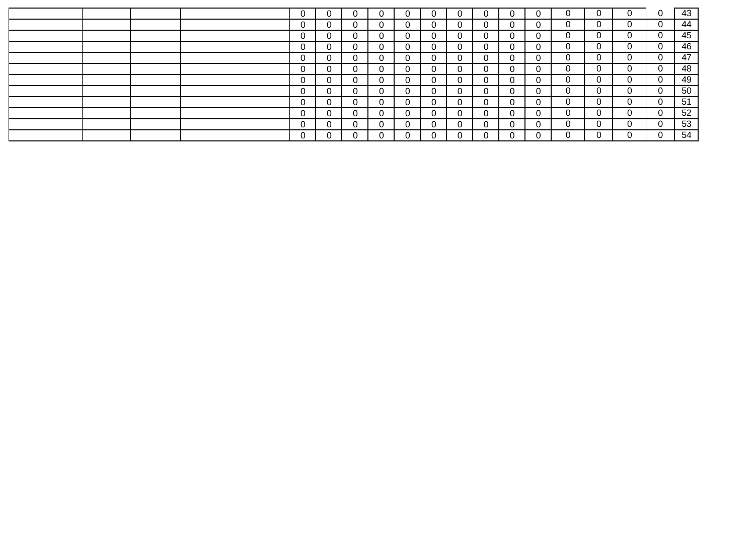| | | | | | | | | | | | | | | | | | | |
|---|---|---|---|---|---|---|---|---|---|---|---|---|---|---|---|---|---|---|
| | | | | 0 | 0 | 0 | 0 | 0 | 0 | 0 | 0 | 0 | 0 | 0 | 0 | 0 | 0 | 43 |
| | | | | 0 | 0 | 0 | 0 | 0 | 0 | 0 | 0 | 0 | 0 | 0 | 0 | 0 | 0 | 44 |
| | | | | 0 | 0 | 0 | 0 | 0 | 0 | 0 | 0 | 0 | 0 | 0 | 0 | 0 | 0 | 45 |
| | | | | 0 | 0 | 0 | 0 | 0 | 0 | 0 | 0 | 0 | 0 | 0 | 0 | 0 | 0 | 46 |
| | | | | 0 | 0 | 0 | 0 | 0 | 0 | 0 | 0 | 0 | 0 | 0 | 0 | 0 | 0 | 47 |
| | | | | 0 | 0 | 0 | 0 | 0 | 0 | 0 | 0 | 0 | 0 | 0 | 0 | 0 | 0 | 48 |
| | | | | 0 | 0 | 0 | 0 | 0 | 0 | 0 | 0 | 0 | 0 | 0 | 0 | 0 | 0 | 49 |
| | | | | 0 | 0 | 0 | 0 | 0 | 0 | 0 | 0 | 0 | 0 | 0 | 0 | 0 | 0 | 50 |
| | | | | 0 | 0 | 0 | 0 | 0 | 0 | 0 | 0 | 0 | 0 | 0 | 0 | 0 | 0 | 51 |
| | | | | 0 | 0 | 0 | 0 | 0 | 0 | 0 | 0 | 0 | 0 | 0 | 0 | 0 | 0 | 52 |
| | | | | 0 | 0 | 0 | 0 | 0 | 0 | 0 | 0 | 0 | 0 | 0 | 0 | 0 | 0 | 53 |
| | | | | 0 | 0 | 0 | 0 | 0 | 0 | 0 | 0 | 0 | 0 | 0 | 0 | 0 | 0 | 54 |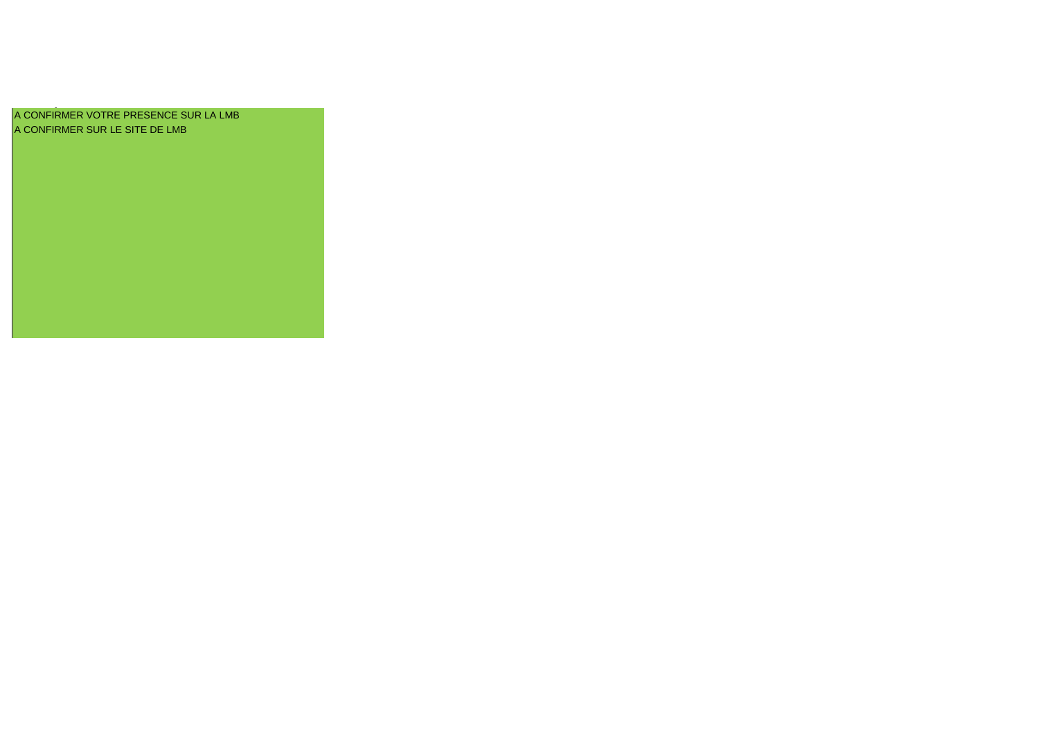A CONFIRMER VOTRE PRESENCE SUR LA LMB

A CONFIRMER SUR LE SITE DE LMB